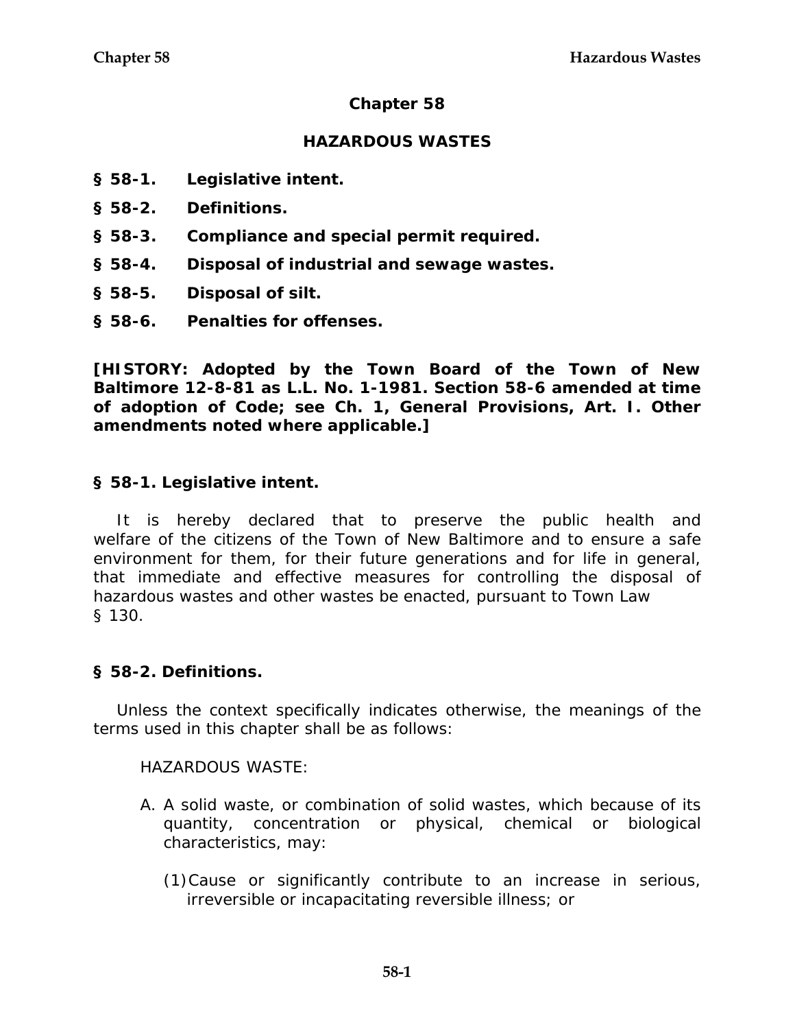# Chapter 58

## HAZARDOUS WASTES

**§ 58-1. Legislative intent.**

**§ 58-2. Definitions.**

**§ 58-3. Compliance and special permit required.**

**§ 58-4. Disposal of industrial and sewage wastes.**

**§ 58-5. Disposal of silt.**

**§ 58-6. Penalties for offenses.**

**[HISTORY: Adopted by the Town Board of the Town of New Baltimore 12-8-81 as L.L. No. 1-1981. Section 58-6 amended at time of adoption of Code; see Ch. 1, General Provisions, Art. I. Other amendments noted where applicable.]**

### § 58-1. Legislative intent.

It is hereby declared that to preserve the public health and welfare of the citizens of the Town of New Baltimore and to ensure a safe environment for them, for their future generations and for life in general, that immediate and effective measures for controlling the disposal of hazardous wastes and other wastes be enacted, pursuant to Town Law § 130.

### § 58-2. Definitions.

Unless the context specifically indicates otherwise, the meanings of the terms used in this chapter shall be as follows:

HAZARDOUS WASTE:

A. A solid waste, or combination of solid wastes, which because of its quantity, concentration or physical, chemical or biological characteristics, may:

   (1) Cause or significantly contribute to an increase in serious, irreversible or incapacitating reversible illness; or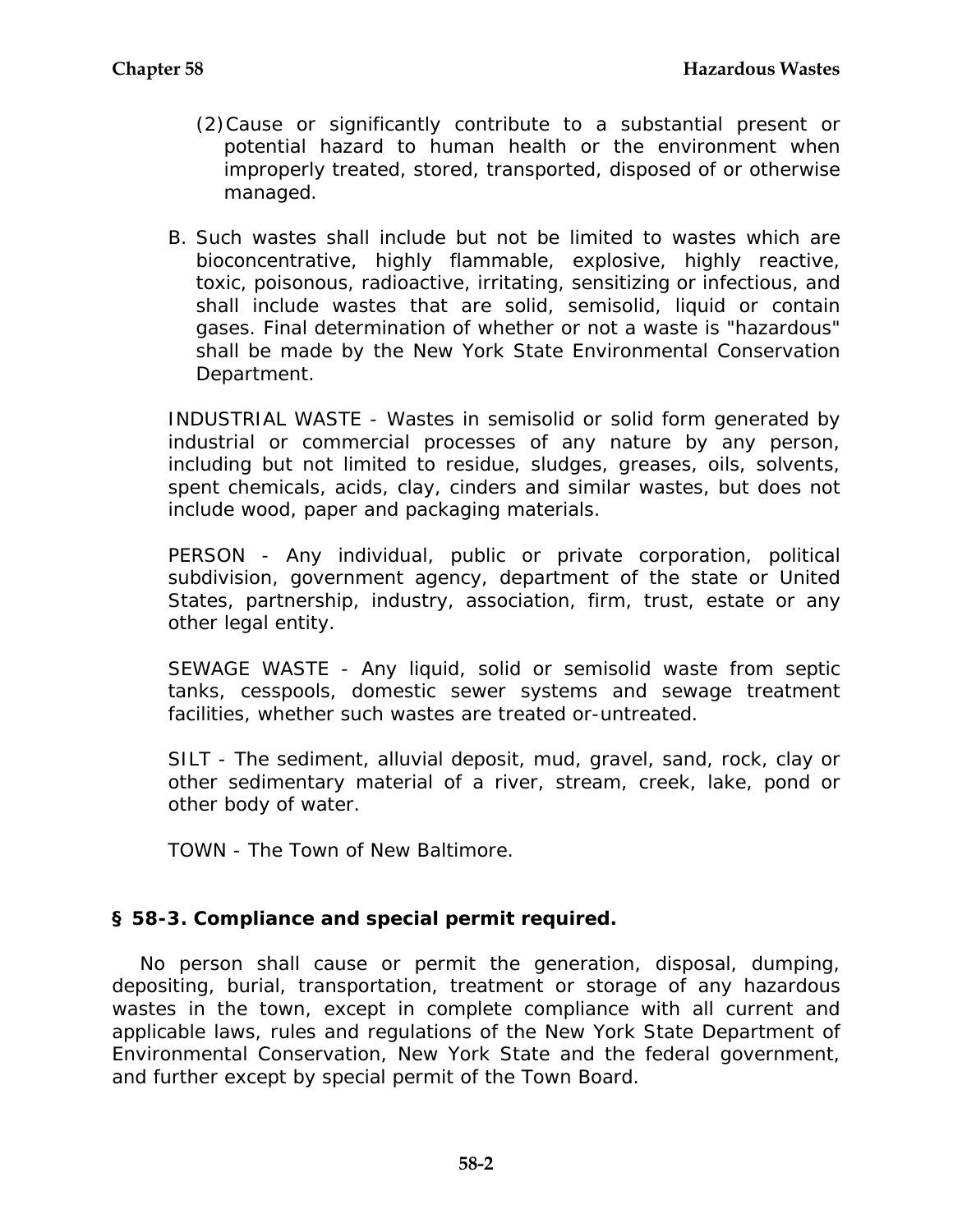(2) Cause or significantly contribute to a substantial present or potential hazard to human health or the environment when improperly treated, stored, transported, disposed of or otherwise managed.

B. Such wastes shall include but not be limited to wastes which are bioconcentrative, highly flammable, explosive, highly reactive, toxic, poisonous, radioactive, irritating, sensitizing or infectious, and shall include wastes that are solid, semisolid, liquid or contain gases. Final determination of whether or not a waste is "hazardous" shall be made by the New York State Environmental Conservation Department.

INDUSTRIAL WASTE - Wastes in semisolid or solid form generated by industrial or commercial processes of any nature by any person, including but not limited to residue, sludges, greases, oils, solvents, spent chemicals, acids, clay, cinders and similar wastes, but does not include wood, paper and packaging materials.

PERSON - Any individual, public or private corporation, political subdivision, government agency, department of the state or United States, partnership, industry, association, firm, trust, estate or any other legal entity.

SEWAGE WASTE - Any liquid, solid or semisolid waste from septic tanks, cesspools, domestic sewer systems and sewage treatment facilities, whether such wastes are treated or-untreated.

SILT - The sediment, alluvial deposit, mud, gravel, sand, rock, clay or other sedimentary material of a river, stream, creek, lake, pond or other body of water.

TOWN - The Town of New Baltimore.

## § 58-3. Compliance and special permit required.

No person shall cause or permit the generation, disposal, dumping, depositing, burial, transportation, treatment or storage of any hazardous wastes in the town, except in complete compliance with all current and applicable laws, rules and regulations of the New York State Department of Environmental Conservation, New York State and the federal government, and further except by special permit of the Town Board.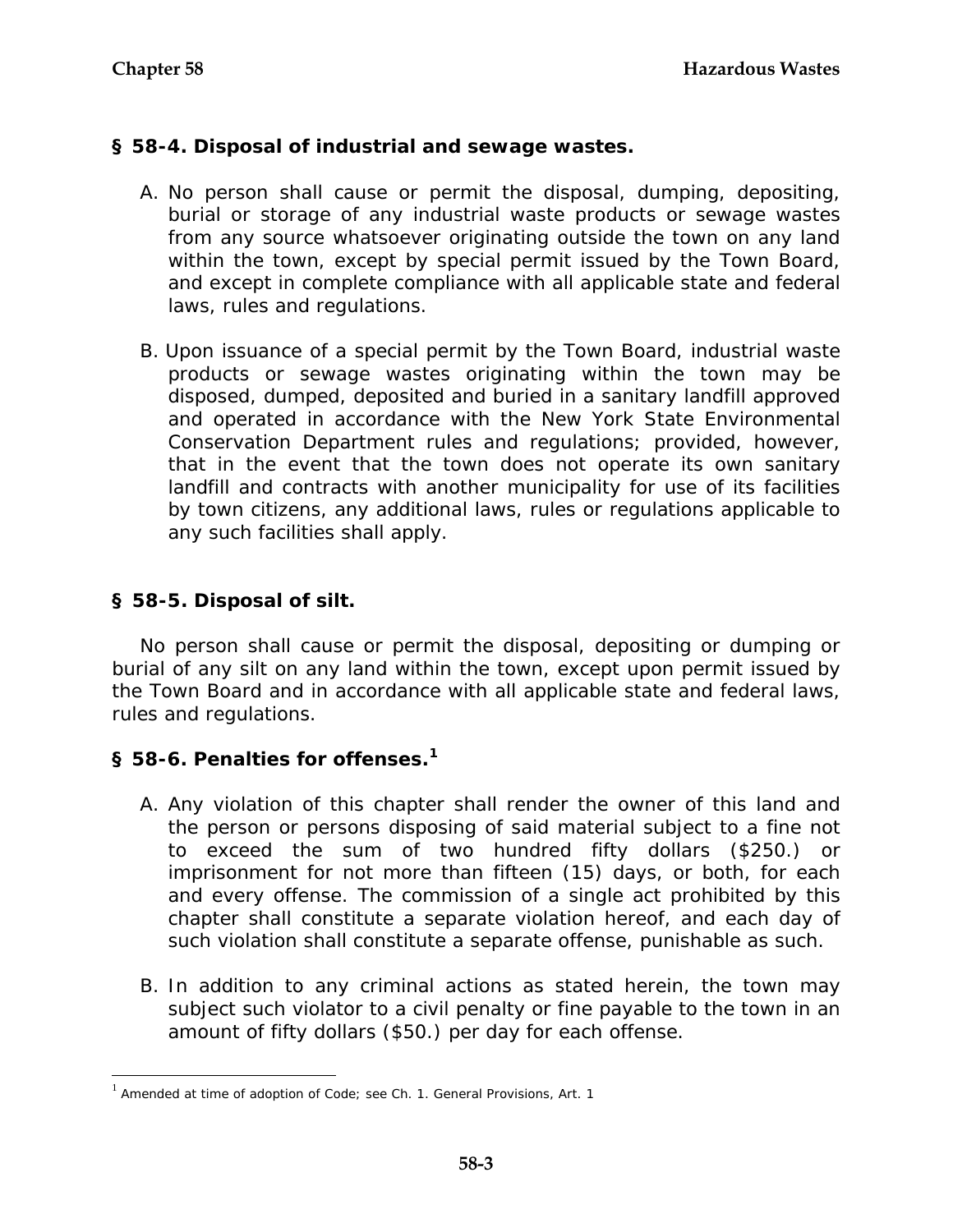## § 58-4. Disposal of industrial and sewage wastes.

A. No person shall cause or permit the disposal, dumping, depositing, burial or storage of any industrial waste products or sewage wastes from any source whatsoever originating outside the town on any land within the town, except by special permit issued by the Town Board, and except in complete compliance with all applicable state and federal laws, rules and regulations.

B. Upon issuance of a special permit by the Town Board, industrial waste products or sewage wastes originating within the town may be disposed, dumped, deposited and buried in a sanitary landfill approved and operated in accordance with the New York State Environmental Conservation Department rules and regulations; provided, however, that in the event that the town does not operate its own sanitary landfill and contracts with another municipality for use of its facilities by town citizens, any additional laws, rules or regulations applicable to any such facilities shall apply.

## § 58-5. Disposal of silt.

No person shall cause or permit the disposal, depositing or dumping or burial of any silt on any land within the town, except upon permit issued by the Town Board and in accordance with all applicable state and federal laws, rules and regulations.

## § 58-6. Penalties for offenses.[1]

A. Any violation of this chapter shall render the owner of this land and the person or persons disposing of said material subject to a fine not to exceed the sum of two hundred fifty dollars ($250.) or imprisonment for not more than fifteen (15) days, or both, for each and every offense. The commission of a single act prohibited by this chapter shall constitute a separate violation hereof, and each day of such violation shall constitute a separate offense, punishable as such.

B. In addition to any criminal actions as stated herein, the town may subject such violator to a civil penalty or fine payable to the town in an amount of fifty dollars ($50.) per day for each offense.

---

[1] Amended at time of adoption of Code; see Ch. 1. General Provisions, Art. 1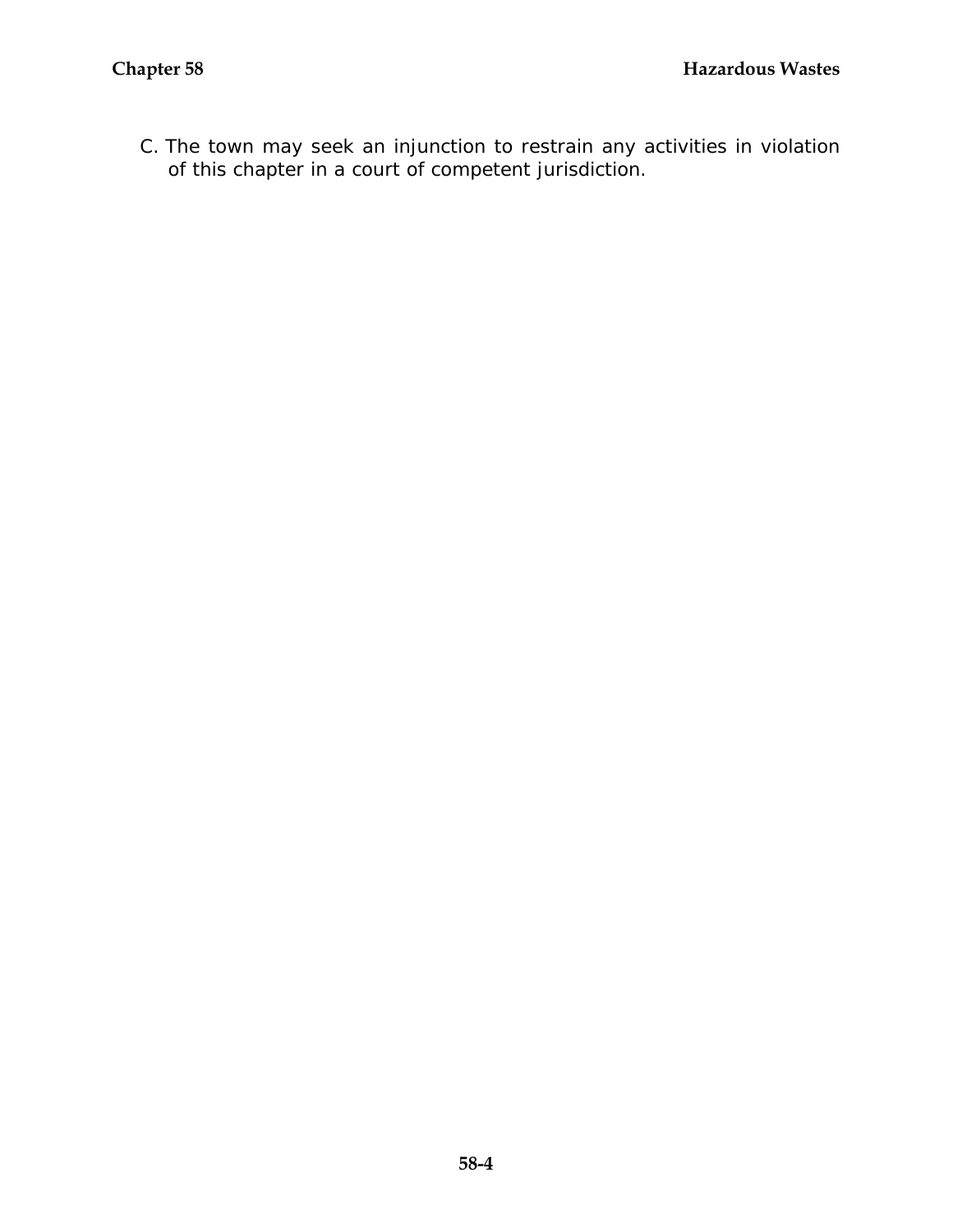C. The town may seek an injunction to restrain any activities in violation of this chapter in a court of competent jurisdiction.